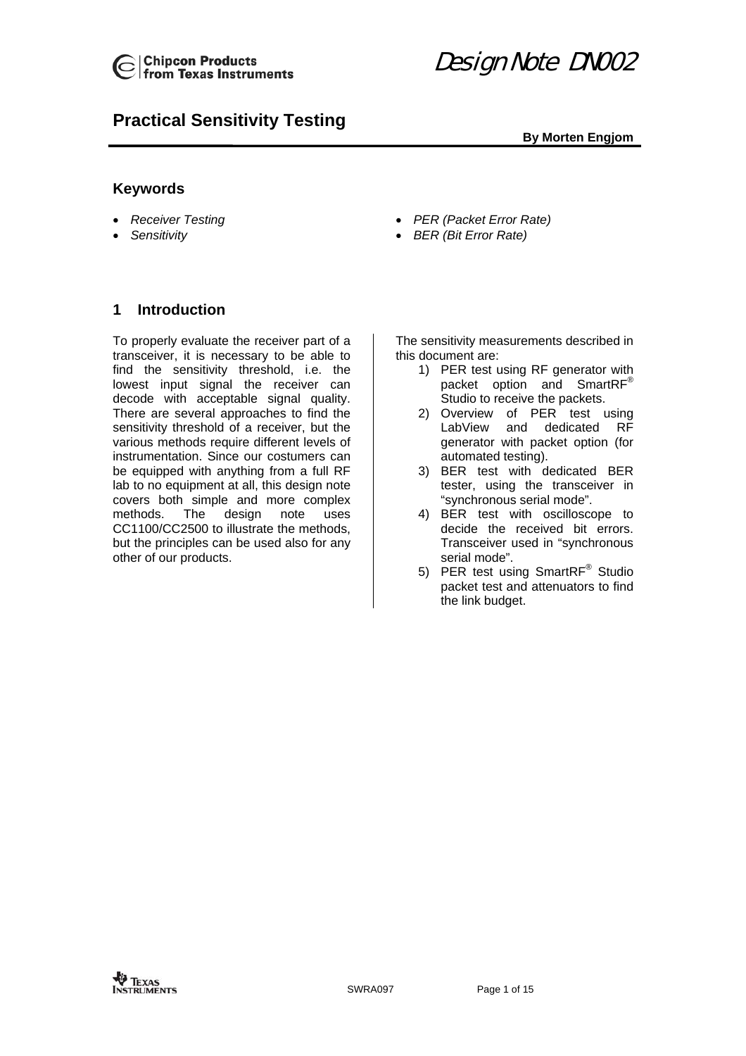# Practical Sensitivity Testing

**By Morten Engjom**

## Keywords

- *Receiver Testing*
- *Sensitivity*
- *PER (Packet Error Rate)*
- *BER (Bit Error Rate)*

## 1 Introduction

To properly evaluate the receiver part of a transceiver, it is necessary to be able to find the sensitivity threshold, i.e. the lowest input signal the receiver can decode with acceptable signal quality. There are several approaches to find the sensitivity threshold of a receiver, but the various methods require different levels of instrumentation. Since our costumers can be equipped with anything from a full RF lab to no equipment at all, this design note covers both simple and more complex methods. The design note uses CC1100/CC2500 to illustrate the methods, but the principles can be used also for any other of our products.

The sensitivity measurements described in this document are:

1) PER test using RF generator with packet option and SmartRF® Studio to receive the packets.
2) Overview of PER test using LabView and dedicated RF generator with packet option (for automated testing).
3) BER test with dedicated BER tester, using the transceiver in "synchronous serial mode".
4) BER test with oscilloscope to decide the received bit errors. Transceiver used in "synchronous serial mode".
5) PER test using SmartRF® Studio packet test and attenuators to find the link budget.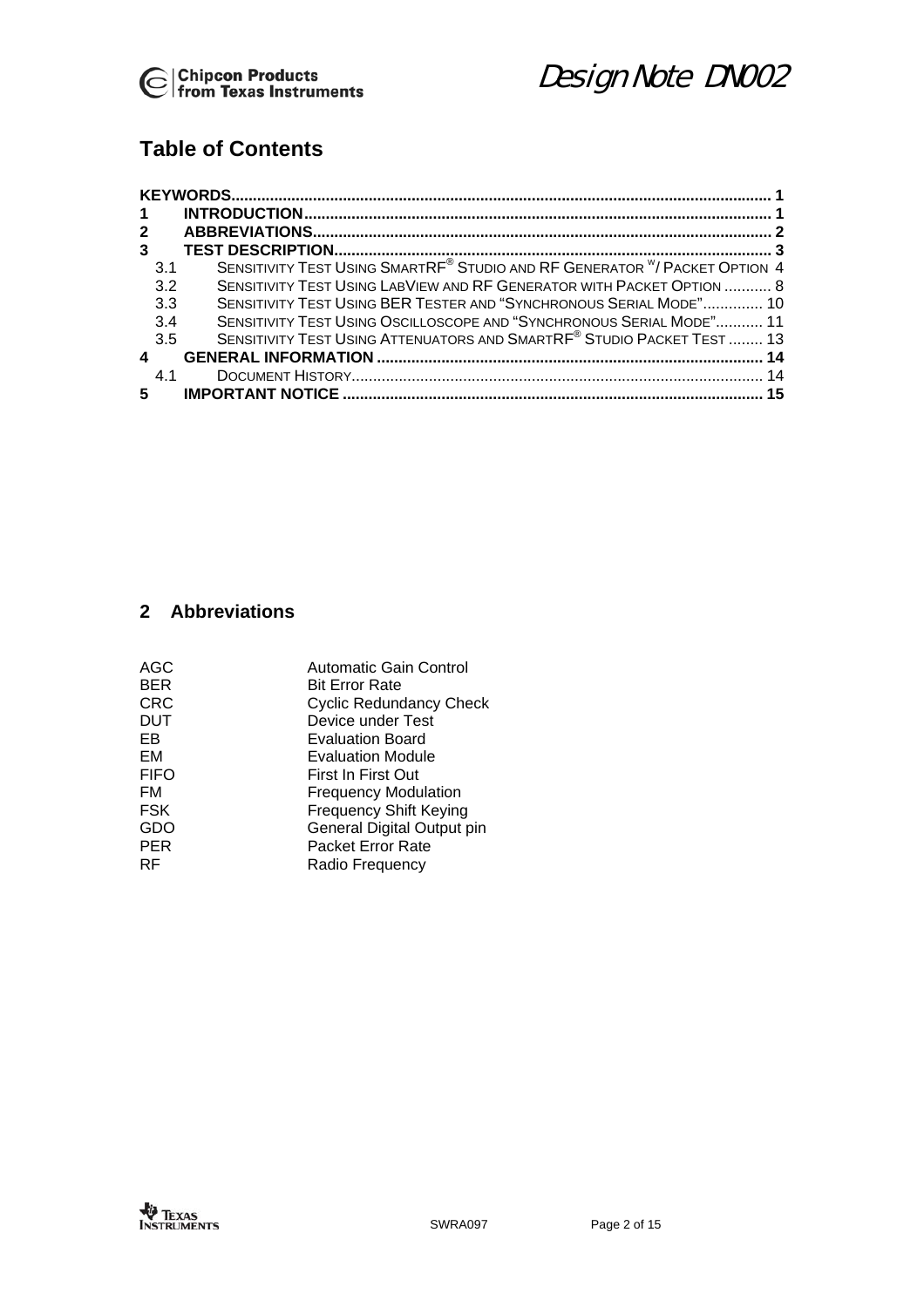## Table of Contents

| | | |
|---|---|---|
| **KEYWORDS** | | **1** |
| **1** | **INTRODUCTION** | **1** |
| **2** | **ABBREVIATIONS** | **2** |
| **3** | **TEST DESCRIPTION** | **3** |
| 3.1 | SENSITIVITY TEST USING SMARTRF® STUDIO AND RF GENERATOR W/ PACKET OPTION | 4 |
| 3.2 | SENSITIVITY TEST USING LABVIEW AND RF GENERATOR WITH PACKET OPTION | 8 |
| 3.3 | SENSITIVITY TEST USING BER TESTER AND "SYNCHRONOUS SERIAL MODE" | 10 |
| 3.4 | SENSITIVITY TEST USING OSCILLOSCOPE AND "SYNCHRONOUS SERIAL MODE" | 11 |
| 3.5 | SENSITIVITY TEST USING ATTENUATORS AND SMARTRF® STUDIO PACKET TEST | 13 |
| **4** | **GENERAL INFORMATION** | **14** |
| 4.1 | DOCUMENT HISTORY | 14 |
| **5** | **IMPORTANT NOTICE** | **15** |

## 2 Abbreviations

| | |
|---|---|
| AGC | Automatic Gain Control |
| BER | Bit Error Rate |
| CRC | Cyclic Redundancy Check |
| DUT | Device under Test |
| EB | Evaluation Board |
| EM | Evaluation Module |
| FIFO | First In First Out |
| FM | Frequency Modulation |
| FSK | Frequency Shift Keying |
| GDO | General Digital Output pin |
| PER | Packet Error Rate |
| RF | Radio Frequency |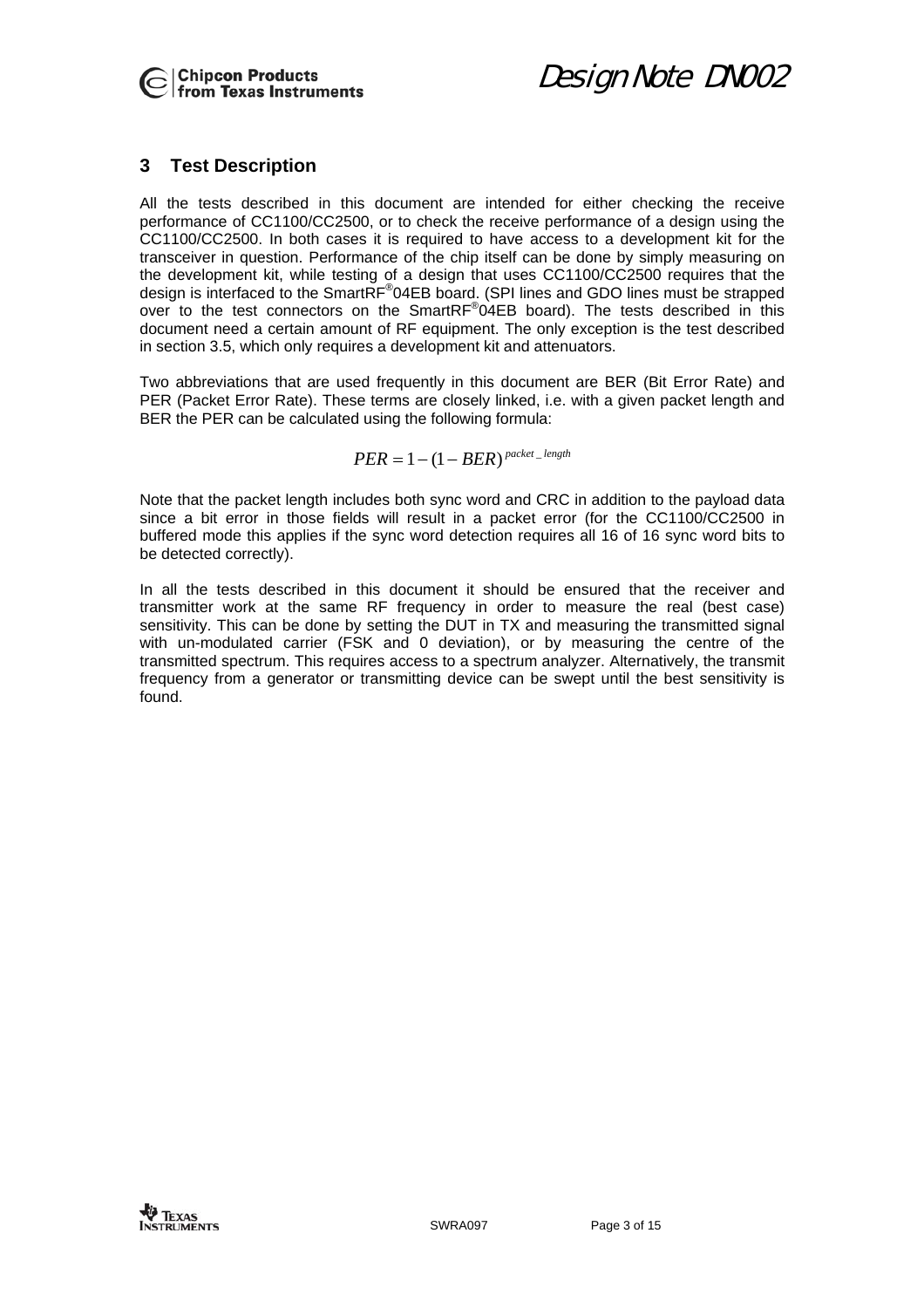## 3 Test Description

All the tests described in this document are intended for either checking the receive performance of CC1100/CC2500, or to check the receive performance of a design using the CC1100/CC2500. In both cases it is required to have access to a development kit for the transceiver in question. Performance of the chip itself can be done by simply measuring on the development kit, while testing of a design that uses CC1100/CC2500 requires that the design is interfaced to the SmartRF®04EB board. (SPI lines and GDO lines must be strapped over to the test connectors on the SmartRF®04EB board). The tests described in this document need a certain amount of RF equipment. The only exception is the test described in section 3.5, which only requires a development kit and attenuators.

Two abbreviations that are used frequently in this document are BER (Bit Error Rate) and PER (Packet Error Rate). These terms are closely linked, i.e. with a given packet length and BER the PER can be calculated using the following formula:

$$PER = 1 - (1 - BER)^{packet\_length}$$

Note that the packet length includes both sync word and CRC in addition to the payload data since a bit error in those fields will result in a packet error (for the CC1100/CC2500 in buffered mode this applies if the sync word detection requires all 16 of 16 sync word bits to be detected correctly).

In all the tests described in this document it should be ensured that the receiver and transmitter work at the same RF frequency in order to measure the real (best case) sensitivity. This can be done by setting the DUT in TX and measuring the transmitted signal with un-modulated carrier (FSK and 0 deviation), or by measuring the centre of the transmitted spectrum. This requires access to a spectrum analyzer. Alternatively, the transmit frequency from a generator or transmitting device can be swept until the best sensitivity is found.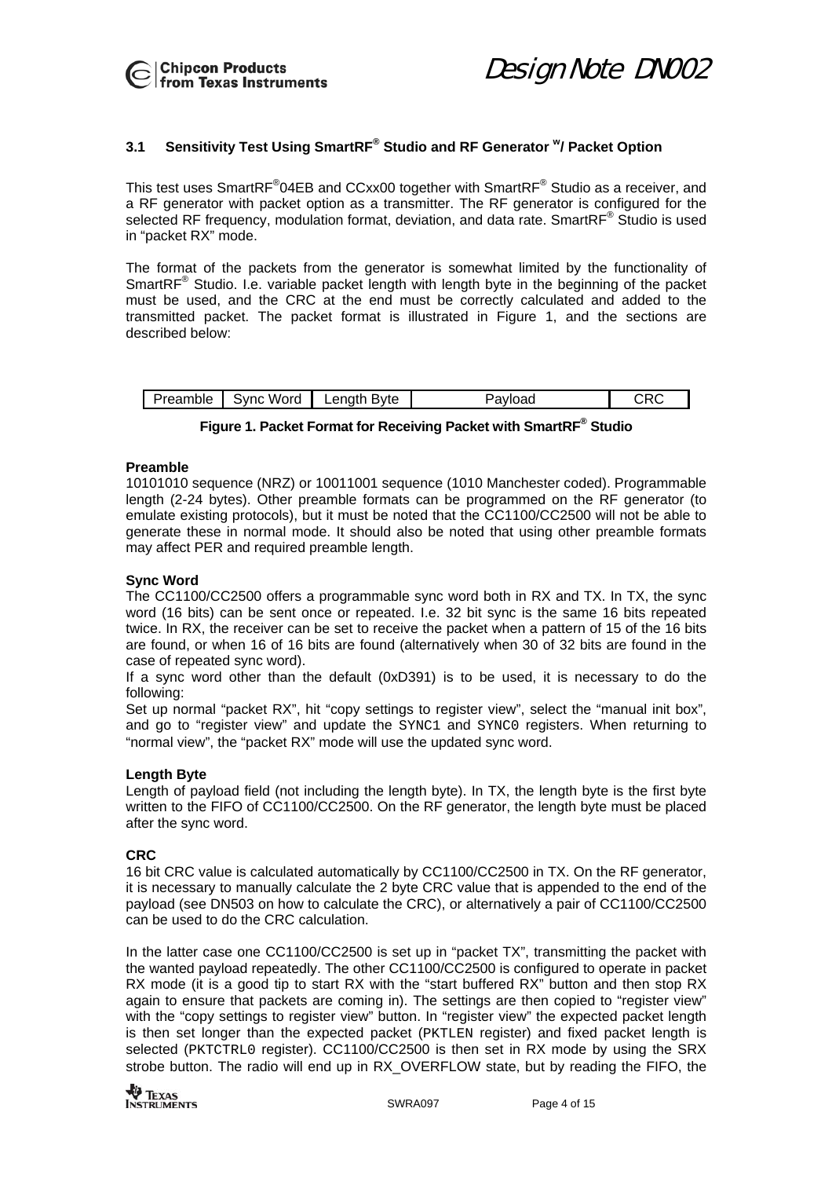### 3.1 Sensitivity Test Using SmartRF® Studio and RF Generator w/ Packet Option

This test uses SmartRF®04EB and CCxx00 together with SmartRF® Studio as a receiver, and a RF generator with packet option as a transmitter. The RF generator is configured for the selected RF frequency, modulation format, deviation, and data rate. SmartRF® Studio is used in "packet RX" mode.

The format of the packets from the generator is somewhat limited by the functionality of SmartRF® Studio. I.e. variable packet length with length byte in the beginning of the packet must be used, and the CRC at the end must be correctly calculated and added to the transmitted packet. The packet format is illustrated in Figure 1, and the sections are described below:

| Preamble | Sync Word | Length Byte | Payload | CRC |
|---|---|---|---|---|

**Figure 1. Packet Format for Receiving Packet with SmartRF® Studio**

**Preamble**
10101010 sequence (NRZ) or 10011001 sequence (1010 Manchester coded). Programmable length (2-24 bytes). Other preamble formats can be programmed on the RF generator (to emulate existing protocols), but it must be noted that the CC1100/CC2500 will not be able to generate these in normal mode. It should also be noted that using other preamble formats may affect PER and required preamble length.

**Sync Word**
The CC1100/CC2500 offers a programmable sync word both in RX and TX. In TX, the sync word (16 bits) can be sent once or repeated. I.e. 32 bit sync is the same 16 bits repeated twice. In RX, the receiver can be set to receive the packet when a pattern of 15 of the 16 bits are found, or when 16 of 16 bits are found (alternatively when 30 of 32 bits are found in the case of repeated sync word).
If a sync word other than the default (0xD391) is to be used, it is necessary to do the following:
Set up normal "packet RX", hit "copy settings to register view", select the "manual init box", and go to "register view" and update the `SYNC1` and `SYNC0` registers. When returning to "normal view", the "packet RX" mode will use the updated sync word.

**Length Byte**
Length of payload field (not including the length byte). In TX, the length byte is the first byte written to the FIFO of CC1100/CC2500. On the RF generator, the length byte must be placed after the sync word.

**CRC**
16 bit CRC value is calculated automatically by CC1100/CC2500 in TX. On the RF generator, it is necessary to manually calculate the 2 byte CRC value that is appended to the end of the payload (see DN503 on how to calculate the CRC), or alternatively a pair of CC1100/CC2500 can be used to do the CRC calculation.

In the latter case one CC1100/CC2500 is set up in "packet TX", transmitting the packet with the wanted payload repeatedly. The other CC1100/CC2500 is configured to operate in packet RX mode (it is a good tip to start RX with the "start buffered RX" button and then stop RX again to ensure that packets are coming in). The settings are then copied to "register view" with the "copy settings to register view" button. In "register view" the expected packet length is then set longer than the expected packet (`PKTLEN` register) and fixed packet length is selected (`PKTCTRL0` register). CC1100/CC2500 is then set in RX mode by using the SRX strobe button. The radio will end up in RX_OVERFLOW state, but by reading the FIFO, the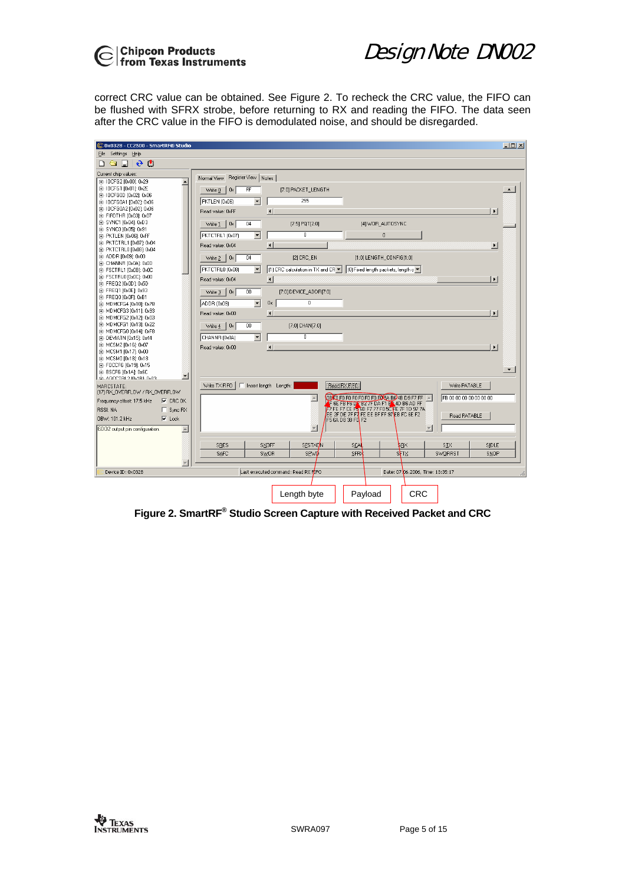correct CRC value can be obtained. See Figure 2. To recheck the CRC value, the FIFO can be flushed with SFRX strobe, before returning to RX and reading the FIFO. The data seen after the CRC value in the FIFO is demodulated noise, and should be disregarded.

**Figure 2. SmartRF® Studio Screen Capture with Received Packet and CRC**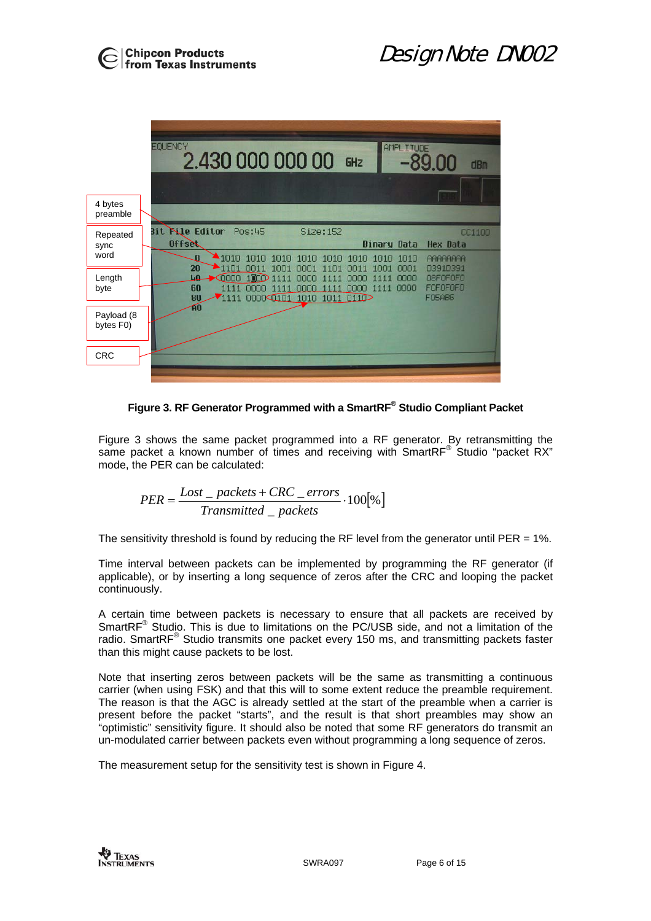Figure 3. RF Generator Programmed with a SmartRF® Studio Compliant Packet

Figure 3 shows the same packet programmed into a RF generator. By retransmitting the same packet a known number of times and receiving with SmartRF® Studio "packet RX" mode, the PER can be calculated:

$$PER = \frac{Lost\_packets + CRC\_errors}{Transmitted\_packets} \cdot 100[\%]$$

The sensitivity threshold is found by reducing the RF level from the generator until PER = 1%.

Time interval between packets can be implemented by programming the RF generator (if applicable), or by inserting a long sequence of zeros after the CRC and looping the packet continuously.

A certain time between packets is necessary to ensure that all packets are received by SmartRF® Studio. This is due to limitations on the PC/USB side, and not a limitation of the radio. SmartRF® Studio transmits one packet every 150 ms, and transmitting packets faster than this might cause packets to be lost.

Note that inserting zeros between packets will be the same as transmitting a continuous carrier (when using FSK) and that this will to some extent reduce the preamble requirement. The reason is that the AGC is already settled at the start of the preamble when a carrier is present before the packet "starts", and the result is that short preambles may show an "optimistic" sensitivity figure. It should also be noted that some RF generators do transmit an un-modulated carrier between packets even without programming a long sequence of zeros.

The measurement setup for the sensitivity test is shown in Figure 4.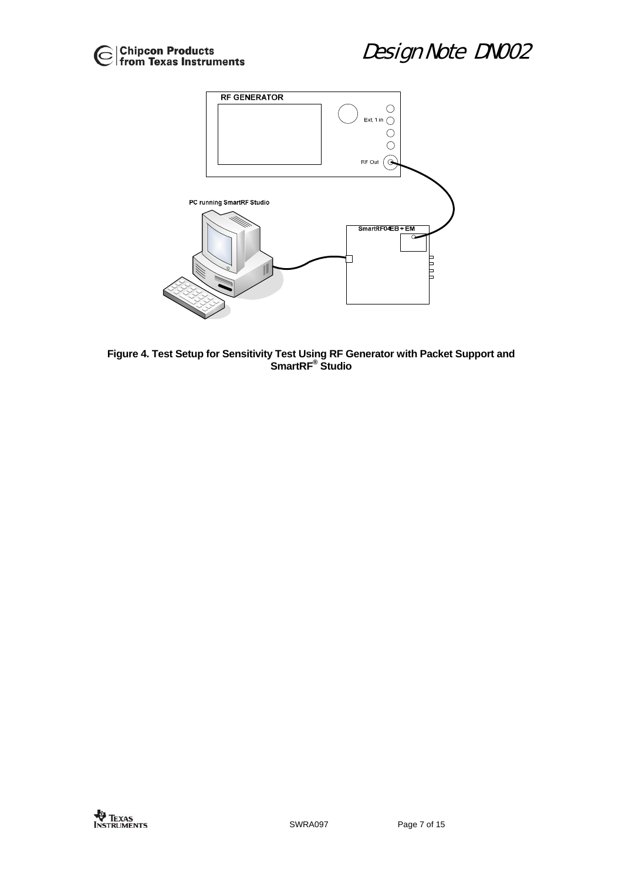**Figure 4. Test Setup for Sensitivity Test Using RF Generator with Packet Support and SmartRF® Studio**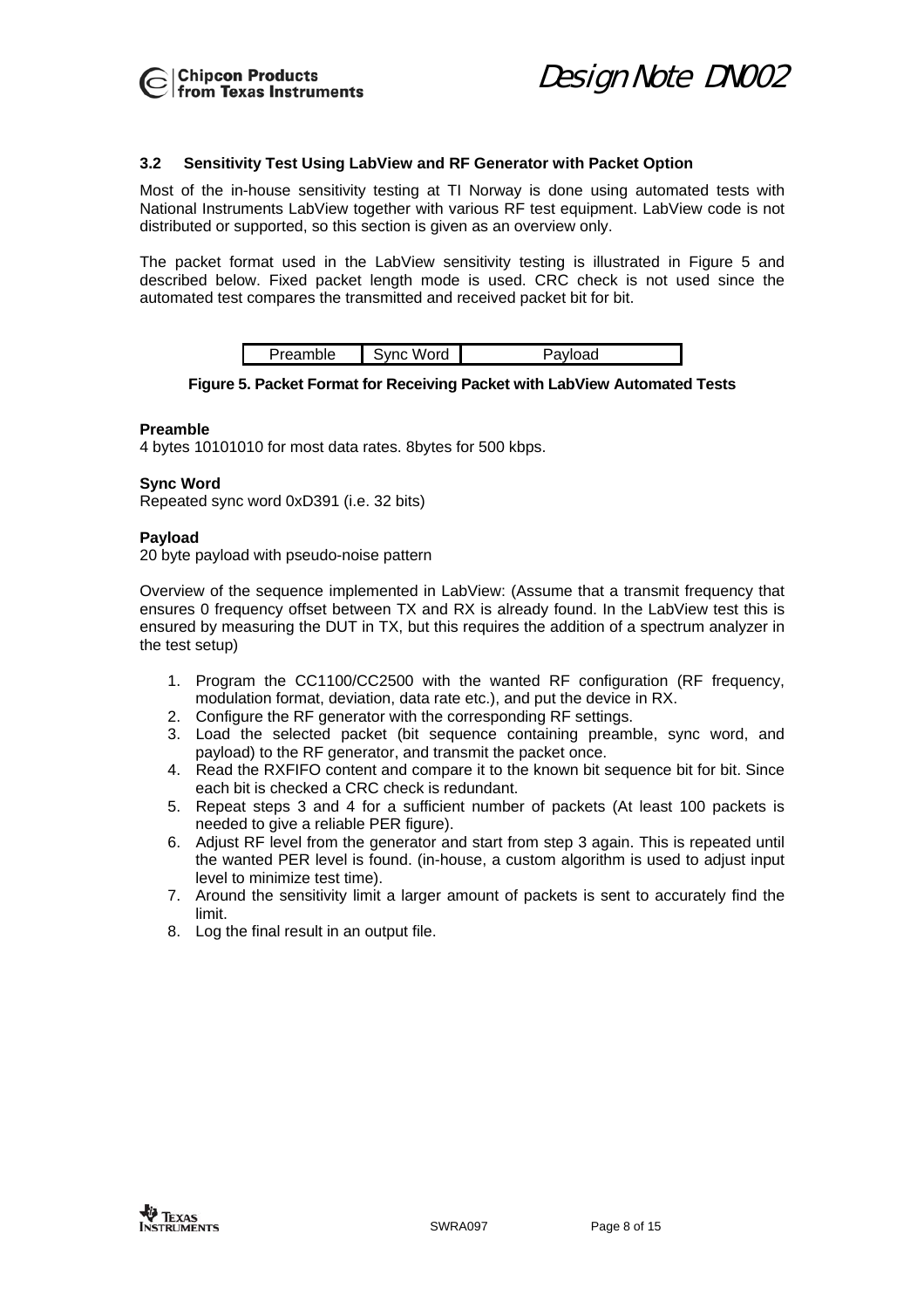### 3.2 Sensitivity Test Using LabView and RF Generator with Packet Option

Most of the in-house sensitivity testing at TI Norway is done using automated tests with National Instruments LabView together with various RF test equipment. LabView code is not distributed or supported, so this section is given as an overview only.

The packet format used in the LabView sensitivity testing is illustrated in Figure 5 and described below. Fixed packet length mode is used. CRC check is not used since the automated test compares the transmitted and received packet bit for bit.

| Preamble | Sync Word | Payload |
|---|---|---|

**Figure 5. Packet Format for Receiving Packet with LabView Automated Tests**

**Preamble**
4 bytes 10101010 for most data rates. 8bytes for 500 kbps.

**Sync Word**
Repeated sync word 0xD391 (i.e. 32 bits)

**Payload**
20 byte payload with pseudo-noise pattern

Overview of the sequence implemented in LabView: (Assume that a transmit frequency that ensures 0 frequency offset between TX and RX is already found. In the LabView test this is ensured by measuring the DUT in TX, but this requires the addition of a spectrum analyzer in the test setup)

1. Program the CC1100/CC2500 with the wanted RF configuration (RF frequency, modulation format, deviation, data rate etc.), and put the device in RX.
2. Configure the RF generator with the corresponding RF settings.
3. Load the selected packet (bit sequence containing preamble, sync word, and payload) to the RF generator, and transmit the packet once.
4. Read the RXFIFO content and compare it to the known bit sequence bit for bit. Since each bit is checked a CRC check is redundant.
5. Repeat steps 3 and 4 for a sufficient number of packets (At least 100 packets is needed to give a reliable PER figure).
6. Adjust RF level from the generator and start from step 3 again. This is repeated until the wanted PER level is found. (in-house, a custom algorithm is used to adjust input level to minimize test time).
7. Around the sensitivity limit a larger amount of packets is sent to accurately find the limit.
8. Log the final result in an output file.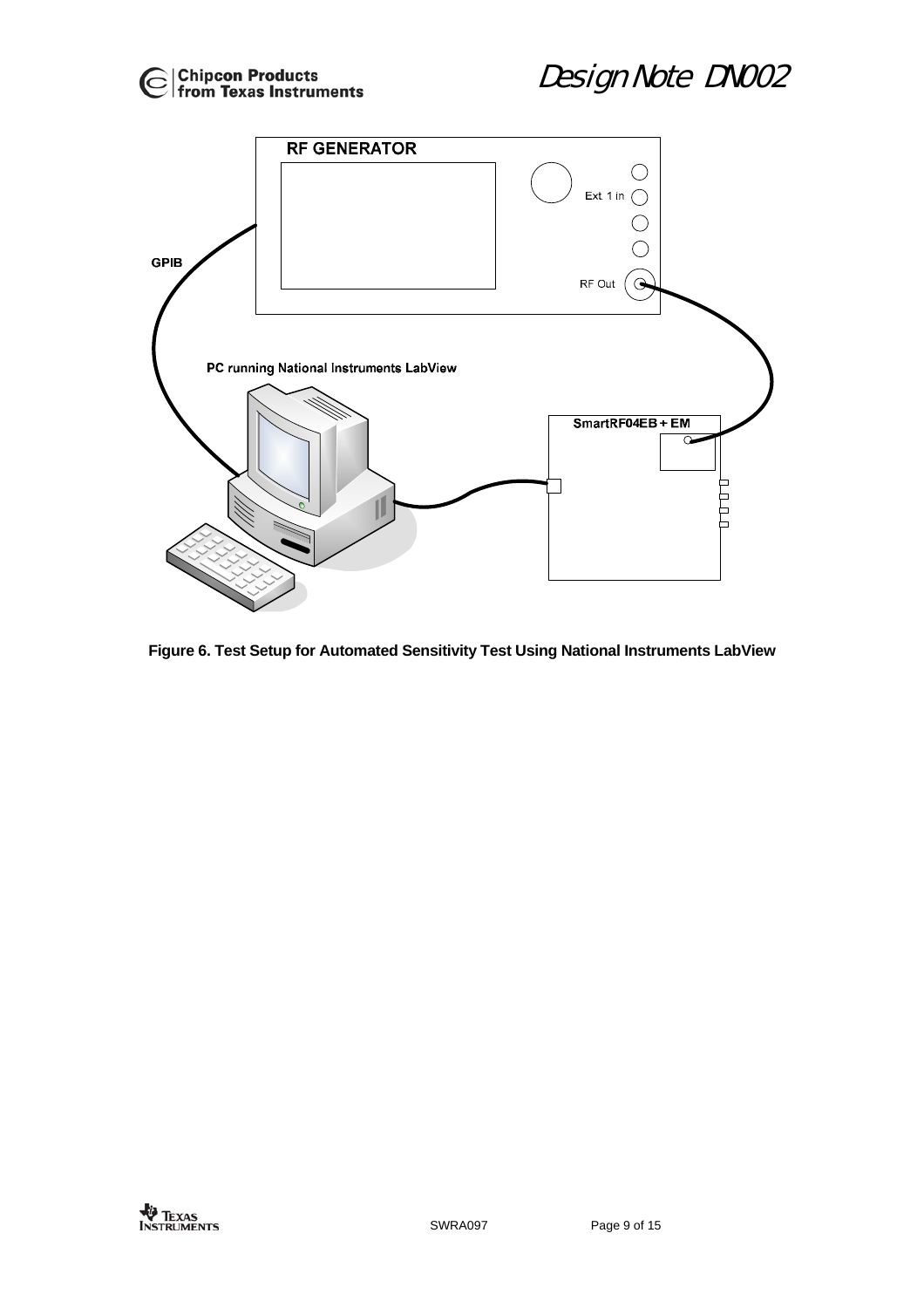Figure 6. Test Setup for Automated Sensitivity Test Using National Instruments LabView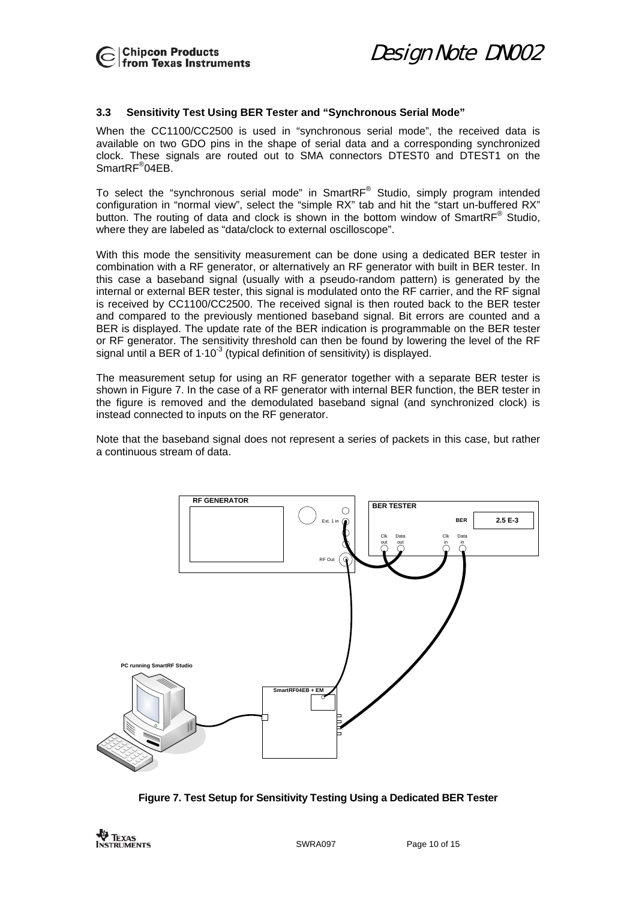### 3.3 Sensitivity Test Using BER Tester and "Synchronous Serial Mode"

When the CC1100/CC2500 is used in "synchronous serial mode", the received data is available on two GDO pins in the shape of serial data and a corresponding synchronized clock. These signals are routed out to SMA connectors DTEST0 and DTEST1 on the SmartRF®04EB.

To select the "synchronous serial mode" in SmartRF® Studio, simply program intended configuration in "normal view", select the "simple RX" tab and hit the "start un-buffered RX" button. The routing of data and clock is shown in the bottom window of SmartRF® Studio, where they are labeled as "data/clock to external oscilloscope".

With this mode the sensitivity measurement can be done using a dedicated BER tester in combination with a RF generator, or alternatively an RF generator with built in BER tester. In this case a baseband signal (usually with a pseudo-random pattern) is generated by the internal or external BER tester, this signal is modulated onto the RF carrier, and the RF signal is received by CC1100/CC2500. The received signal is then routed back to the BER tester and compared to the previously mentioned baseband signal. Bit errors are counted and a BER is displayed. The update rate of the BER indication is programmable on the BER tester or RF generator. The sensitivity threshold can then be found by lowering the level of the RF signal until a BER of $1 \cdot 10^{-3}$ (typical definition of sensitivity) is displayed.

The measurement setup for using an RF generator together with a separate BER tester is shown in Figure 7. In the case of a RF generator with internal BER function, the BER tester in the figure is removed and the demodulated baseband signal (and synchronized clock) is instead connected to inputs on the RF generator.

Note that the baseband signal does not represent a series of packets in this case, but rather a continuous stream of data.

**Figure 7. Test Setup for Sensitivity Testing Using a Dedicated BER Tester**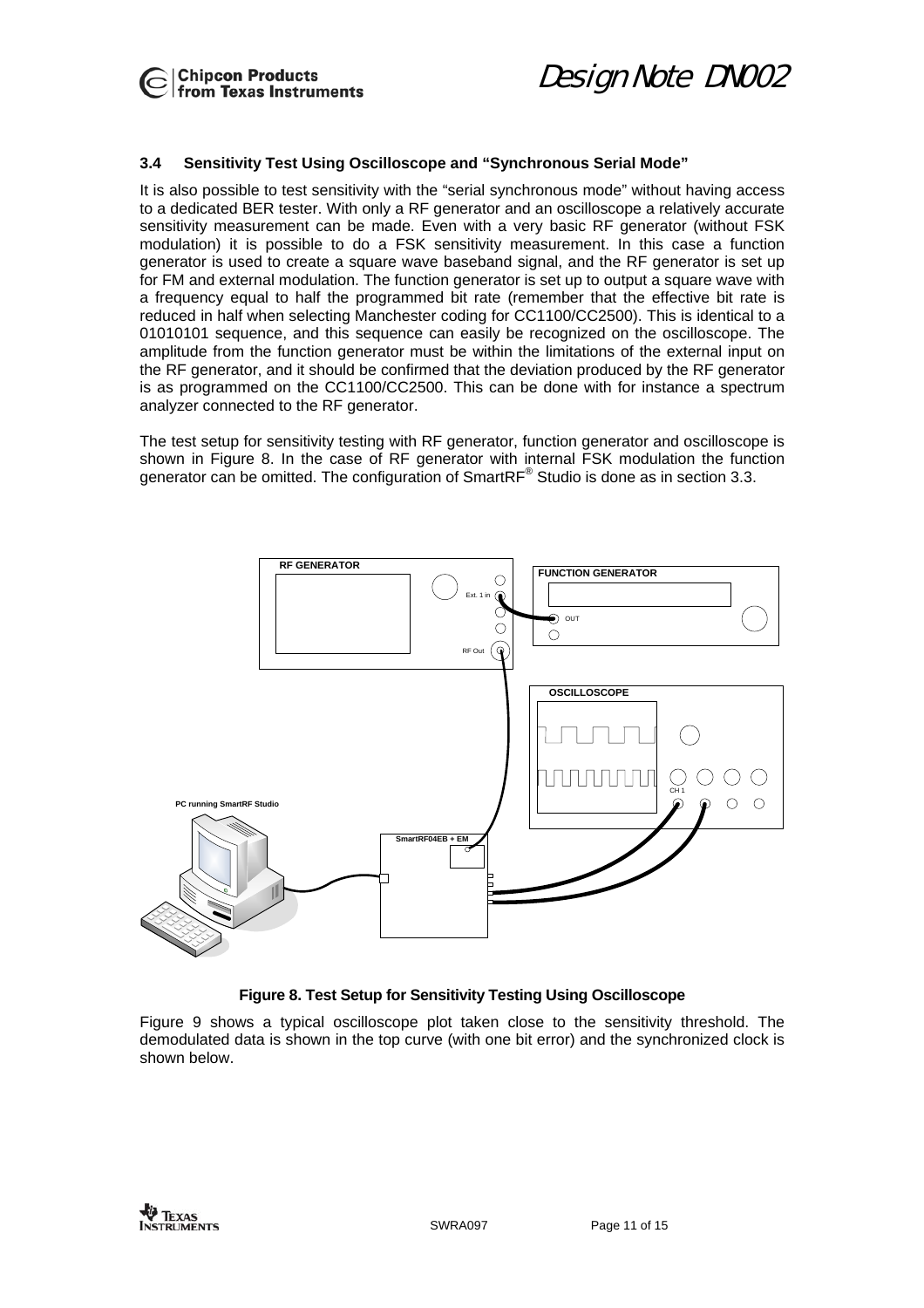### 3.4 Sensitivity Test Using Oscilloscope and "Synchronous Serial Mode"

It is also possible to test sensitivity with the "serial synchronous mode" without having access to a dedicated BER tester. With only a RF generator and an oscilloscope a relatively accurate sensitivity measurement can be made. Even with a very basic RF generator (without FSK modulation) it is possible to do a FSK sensitivity measurement. In this case a function generator is used to create a square wave baseband signal, and the RF generator is set up for FM and external modulation. The function generator is set up to output a square wave with a frequency equal to half the programmed bit rate (remember that the effective bit rate is reduced in half when selecting Manchester coding for CC1100/CC2500). This is identical to a 01010101 sequence, and this sequence can easily be recognized on the oscilloscope. The amplitude from the function generator must be within the limitations of the external input on the RF generator, and it should be confirmed that the deviation produced by the RF generator is as programmed on the CC1100/CC2500. This can be done with for instance a spectrum analyzer connected to the RF generator.

The test setup for sensitivity testing with RF generator, function generator and oscilloscope is shown in Figure 8. In the case of RF generator with internal FSK modulation the function generator can be omitted. The configuration of SmartRF® Studio is done as in section 3.3.

**Figure 8. Test Setup for Sensitivity Testing Using Oscilloscope**

Figure 9 shows a typical oscilloscope plot taken close to the sensitivity threshold. The demodulated data is shown in the top curve (with one bit error) and the synchronized clock is shown below.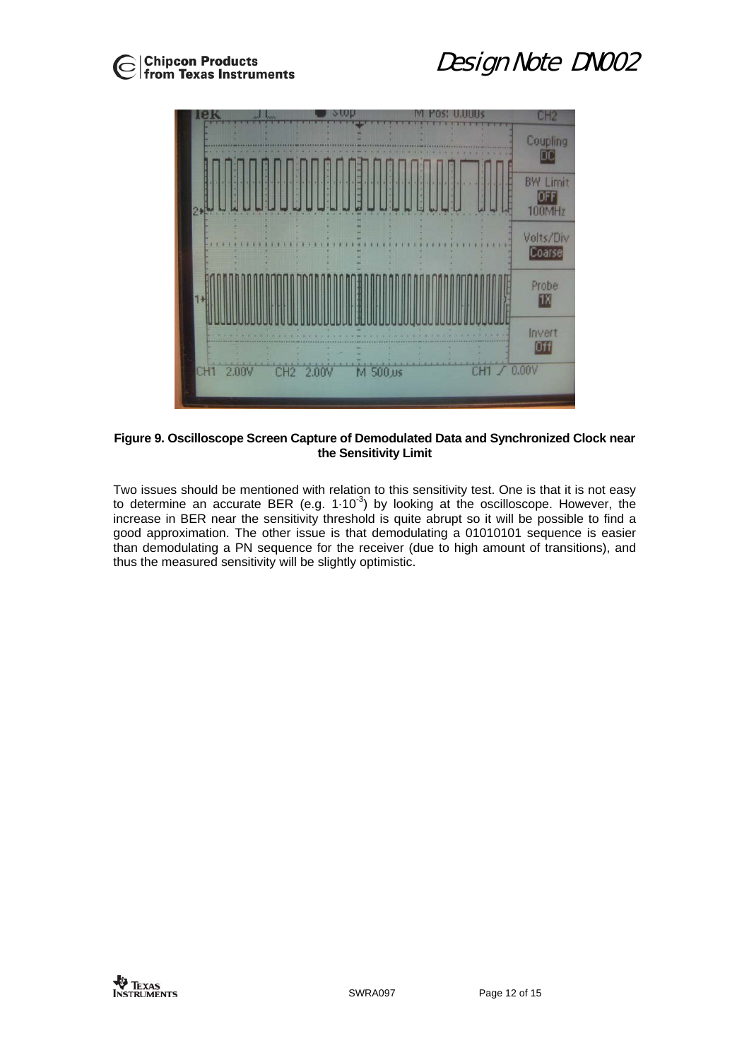**Figure 9. Oscilloscope Screen Capture of Demodulated Data and Synchronized Clock near the Sensitivity Limit**

Two issues should be mentioned with relation to this sensitivity test. One is that it is not easy to determine an accurate BER (e.g. $1 \cdot 10^{-3}$) by looking at the oscilloscope. However, the increase in BER near the sensitivity threshold is quite abrupt so it will be possible to find a good approximation. The other issue is that demodulating a 01010101 sequence is easier than demodulating a PN sequence for the receiver (due to high amount of transitions), and thus the measured sensitivity will be slightly optimistic.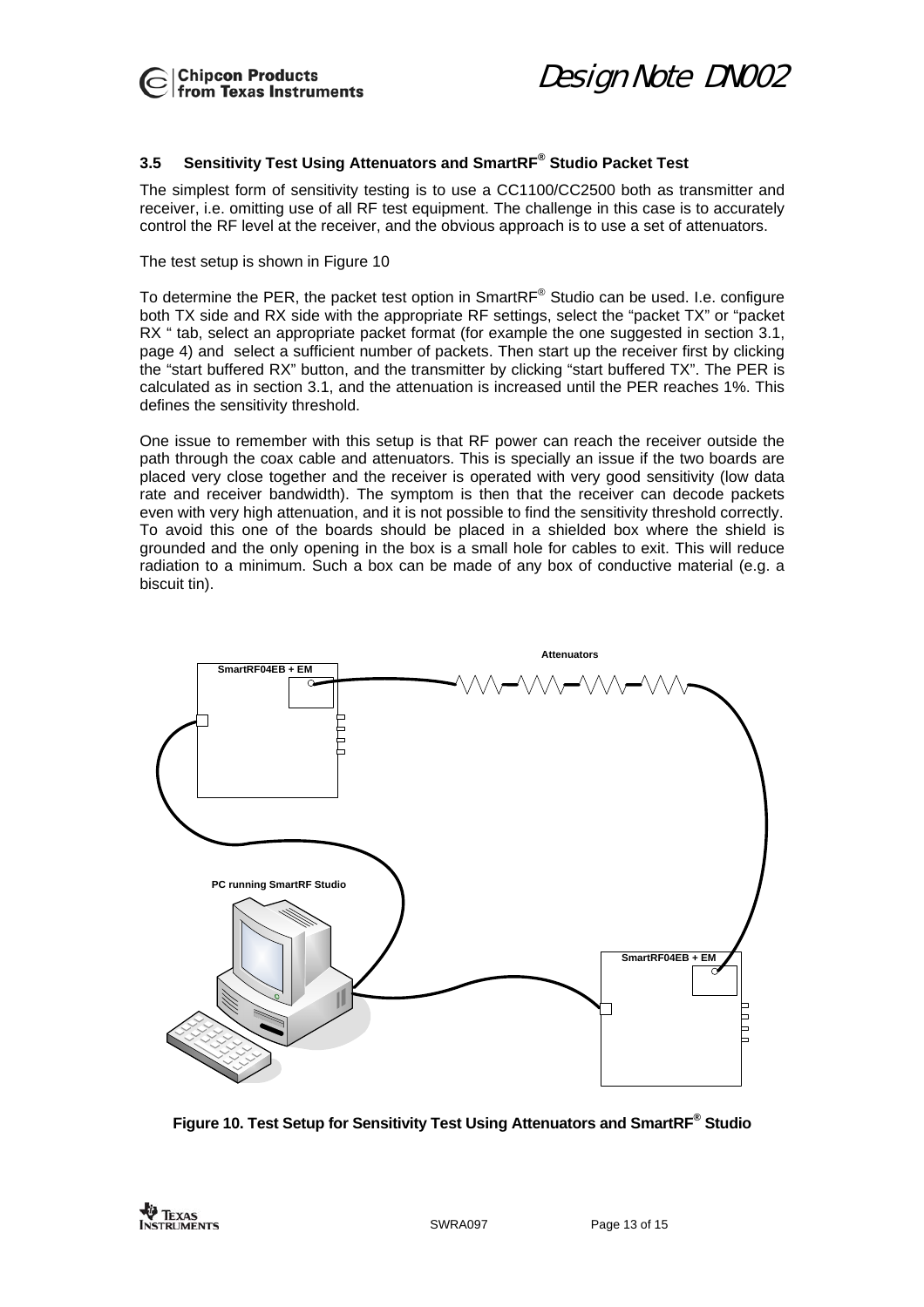### 3.5 Sensitivity Test Using Attenuators and SmartRF® Studio Packet Test

The simplest form of sensitivity testing is to use a CC1100/CC2500 both as transmitter and receiver, i.e. omitting use of all RF test equipment. The challenge in this case is to accurately control the RF level at the receiver, and the obvious approach is to use a set of attenuators.

The test setup is shown in Figure 10

To determine the PER, the packet test option in SmartRF® Studio can be used. I.e. configure both TX side and RX side with the appropriate RF settings, select the "packet TX" or "packet RX " tab, select an appropriate packet format (for example the one suggested in section 3.1, page 4) and select a sufficient number of packets. Then start up the receiver first by clicking the "start buffered RX" button, and the transmitter by clicking "start buffered TX". The PER is calculated as in section 3.1, and the attenuation is increased until the PER reaches 1%. This defines the sensitivity threshold.

One issue to remember with this setup is that RF power can reach the receiver outside the path through the coax cable and attenuators. This is specially an issue if the two boards are placed very close together and the receiver is operated with very good sensitivity (low data rate and receiver bandwidth). The symptom is then that the receiver can decode packets even with very high attenuation, and it is not possible to find the sensitivity threshold correctly. To avoid this one of the boards should be placed in a shielded box where the shield is grounded and the only opening in the box is a small hole for cables to exit. This will reduce radiation to a minimum. Such a box can be made of any box of conductive material (e.g. a biscuit tin).

Attenuators

SmartRF04EB + EM

PC running SmartRF Studio

SmartRF04EB + EM

**Figure 10. Test Setup for Sensitivity Test Using Attenuators and SmartRF® Studio**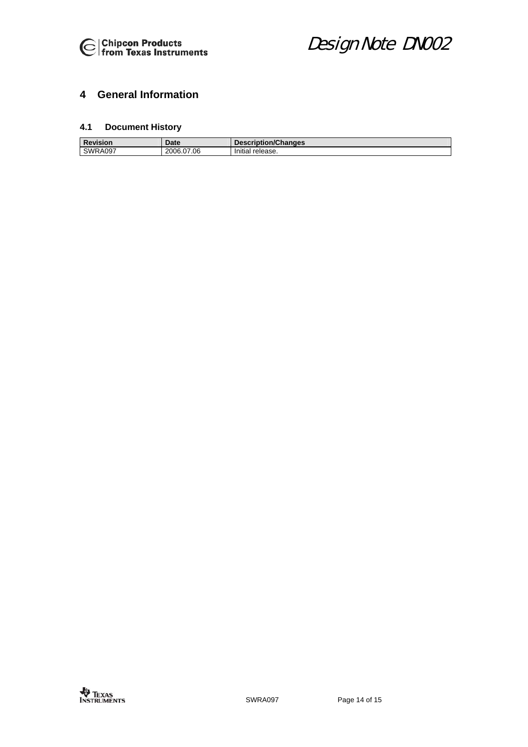# 4 General Information

## 4.1 Document History

| Revision | Date | Description/Changes |
|---|---|---|
| SWRA097 | 2006.07.06 | Initial release. |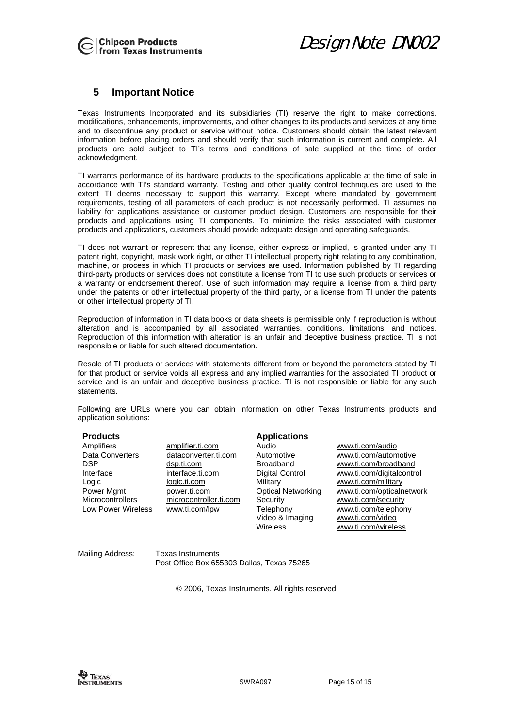## 5 Important Notice

Texas Instruments Incorporated and its subsidiaries (TI) reserve the right to make corrections, modifications, enhancements, improvements, and other changes to its products and services at any time and to discontinue any product or service without notice. Customers should obtain the latest relevant information before placing orders and should verify that such information is current and complete. All products are sold subject to TI's terms and conditions of sale supplied at the time of order acknowledgment.

TI warrants performance of its hardware products to the specifications applicable at the time of sale in accordance with TI's standard warranty. Testing and other quality control techniques are used to the extent TI deems necessary to support this warranty. Except where mandated by government requirements, testing of all parameters of each product is not necessarily performed. TI assumes no liability for applications assistance or customer product design. Customers are responsible for their products and applications using TI components. To minimize the risks associated with customer products and applications, customers should provide adequate design and operating safeguards.

TI does not warrant or represent that any license, either express or implied, is granted under any TI patent right, copyright, mask work right, or other TI intellectual property right relating to any combination, machine, or process in which TI products or services are used. Information published by TI regarding third-party products or services does not constitute a license from TI to use such products or services or a warranty or endorsement thereof. Use of such information may require a license from a third party under the patents or other intellectual property of the third party, or a license from TI under the patents or other intellectual property of TI.

Reproduction of information in TI data books or data sheets is permissible only if reproduction is without alteration and is accompanied by all associated warranties, conditions, limitations, and notices. Reproduction of this information with alteration is an unfair and deceptive business practice. TI is not responsible or liable for such altered documentation.

Resale of TI products or services with statements different from or beyond the parameters stated by TI for that product or service voids all express and any implied warranties for the associated TI product or service and is an unfair and deceptive business practice. TI is not responsible or liable for any such statements.

Following are URLs where you can obtain information on other Texas Instruments products and application solutions:

| Products | | Applications | |
|---|---|---|---|
| Amplifiers | amplifier.ti.com | Audio | www.ti.com/audio |
| Data Converters | dataconverter.ti.com | Automotive | www.ti.com/automotive |
| DSP | dsp.ti.com | Broadband | www.ti.com/broadband |
| Interface | interface.ti.com | Digital Control | www.ti.com/digitalcontrol |
| Logic | logic.ti.com | Military | www.ti.com/military |
| Power Mgmt | power.ti.com | Optical Networking | www.ti.com/opticalnetwork |
| Microcontrollers | microcontroller.ti.com | Security | www.ti.com/security |
| Low Power Wireless | www.ti.com/lpw | Telephony | www.ti.com/telephony |
| | | Video & Imaging | www.ti.com/video |
| | | Wireless | www.ti.com/wireless |

Mailing Address: Texas Instruments
Post Office Box 655303 Dallas, Texas 75265

© 2006, Texas Instruments. All rights reserved.